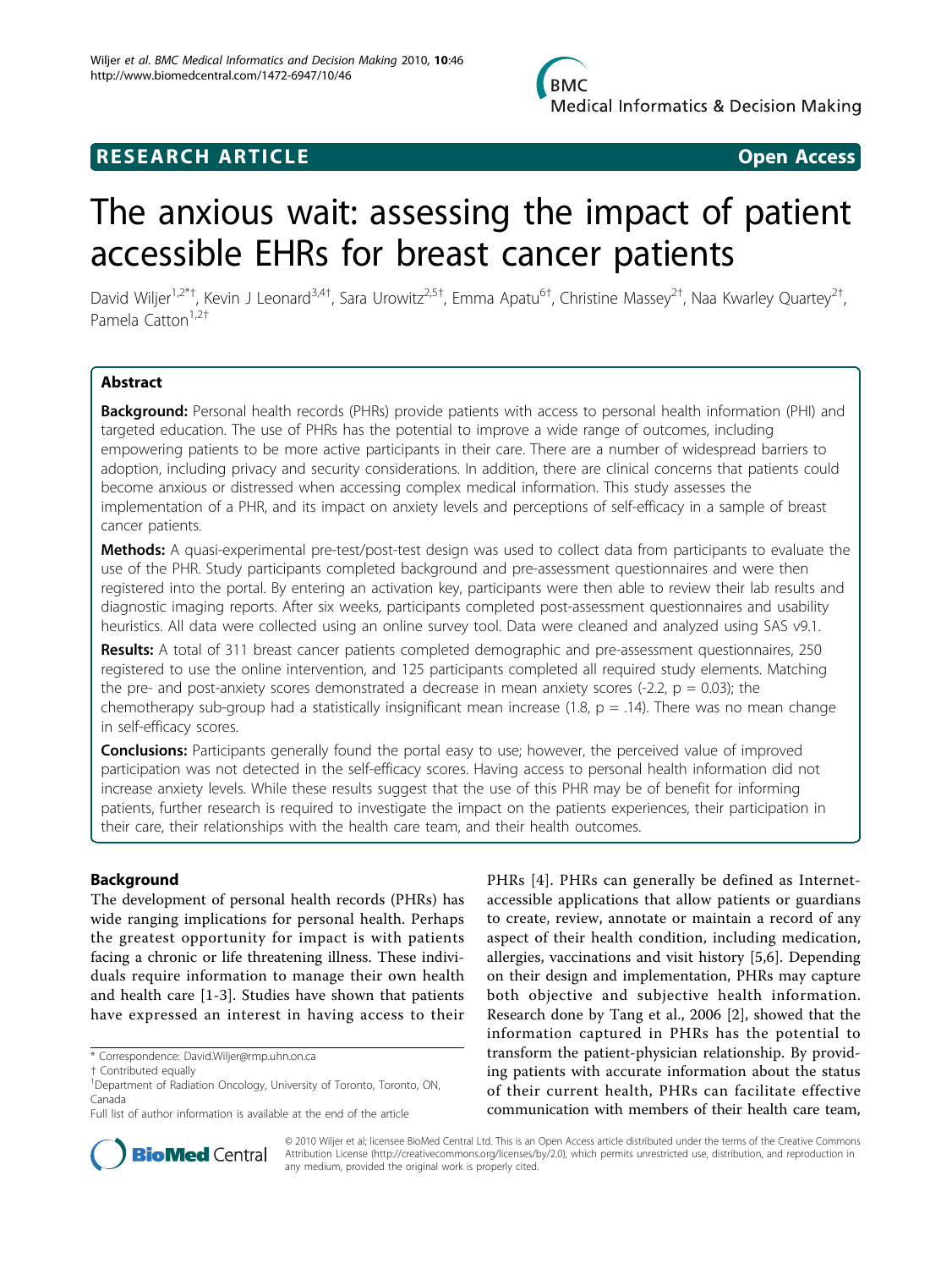# RESEARCH ARTICLE

# The anxious wait: assessing the impact of patient accessible EHRs for breast cancer patients

David Wiljer[1,2*†], Kevin J Leonard[3,4†], Sara Urowitz[2,5†], Emma Apatu[6†], Christine Massey[2†], Naa Kwarley Quartey[2†], Pamela Catton[1,2†]

## Abstract

**Background:** Personal health records (PHRs) provide patients with access to personal health information (PHI) and targeted education. The use of PHRs has the potential to improve a wide range of outcomes, including empowering patients to be more active participants in their care. There are a number of widespread barriers to adoption, including privacy and security considerations. In addition, there are clinical concerns that patients could become anxious or distressed when accessing complex medical information. This study assesses the implementation of a PHR, and its impact on anxiety levels and perceptions of self-efficacy in a sample of breast cancer patients.

**Methods:** A quasi-experimental pre-test/post-test design was used to collect data from participants to evaluate the use of the PHR. Study participants completed background and pre-assessment questionnaires and were then registered into the portal. By entering an activation key, participants were then able to review their lab results and diagnostic imaging reports. After six weeks, participants completed post-assessment questionnaires and usability heuristics. All data were collected using an online survey tool. Data were cleaned and analyzed using SAS v9.1.

**Results:** A total of 311 breast cancer patients completed demographic and pre-assessment questionnaires, 250 registered to use the online intervention, and 125 participants completed all required study elements. Matching the pre- and post-anxiety scores demonstrated a decrease in mean anxiety scores (-2.2, $p = 0.03$); the chemotherapy sub-group had a statistically insignificant mean increase (1.8, $p = .14$). There was no mean change in self-efficacy scores.

**Conclusions:** Participants generally found the portal easy to use; however, the perceived value of improved participation was not detected in the self-efficacy scores. Having access to personal health information did not increase anxiety levels. While these results suggest that the use of this PHR may be of benefit for informing patients, further research is required to investigate the impact on the patients experiences, their participation in their care, their relationships with the health care team, and their health outcomes.

## Background

The development of personal health records (PHRs) has wide ranging implications for personal health. Perhaps the greatest opportunity for impact is with patients facing a chronic or life threatening illness. These individuals require information to manage their own health and health care [1-3]. Studies have shown that patients have expressed an interest in having access to their PHRs [4]. PHRs can generally be defined as Internet-accessible applications that allow patients or guardians to create, review, annotate or maintain a record of any aspect of their health condition, including medication, allergies, vaccinations and visit history [5,6]. Depending on their design and implementation, PHRs may capture both objective and subjective health information. Research done by Tang et al., 2006 [2], showed that the information captured in PHRs has the potential to transform the patient-physician relationship. By providing patients with accurate information about the status of their current health, PHRs can facilitate effective communication with members of their health care team,

\* Correspondence: David.Wiljer@rmp.uhn.on.ca
† Contributed equally
[1]Department of Radiation Oncology, University of Toronto, Toronto, ON, Canada
Full list of author information is available at the end of the article

© 2010 Wiljer et al; licensee BioMed Central Ltd. This is an Open Access article distributed under the terms of the Creative Commons Attribution License (http://creativecommons.org/licenses/by/2.0), which permits unrestricted use, distribution, and reproduction in any medium, provided the original work is properly cited.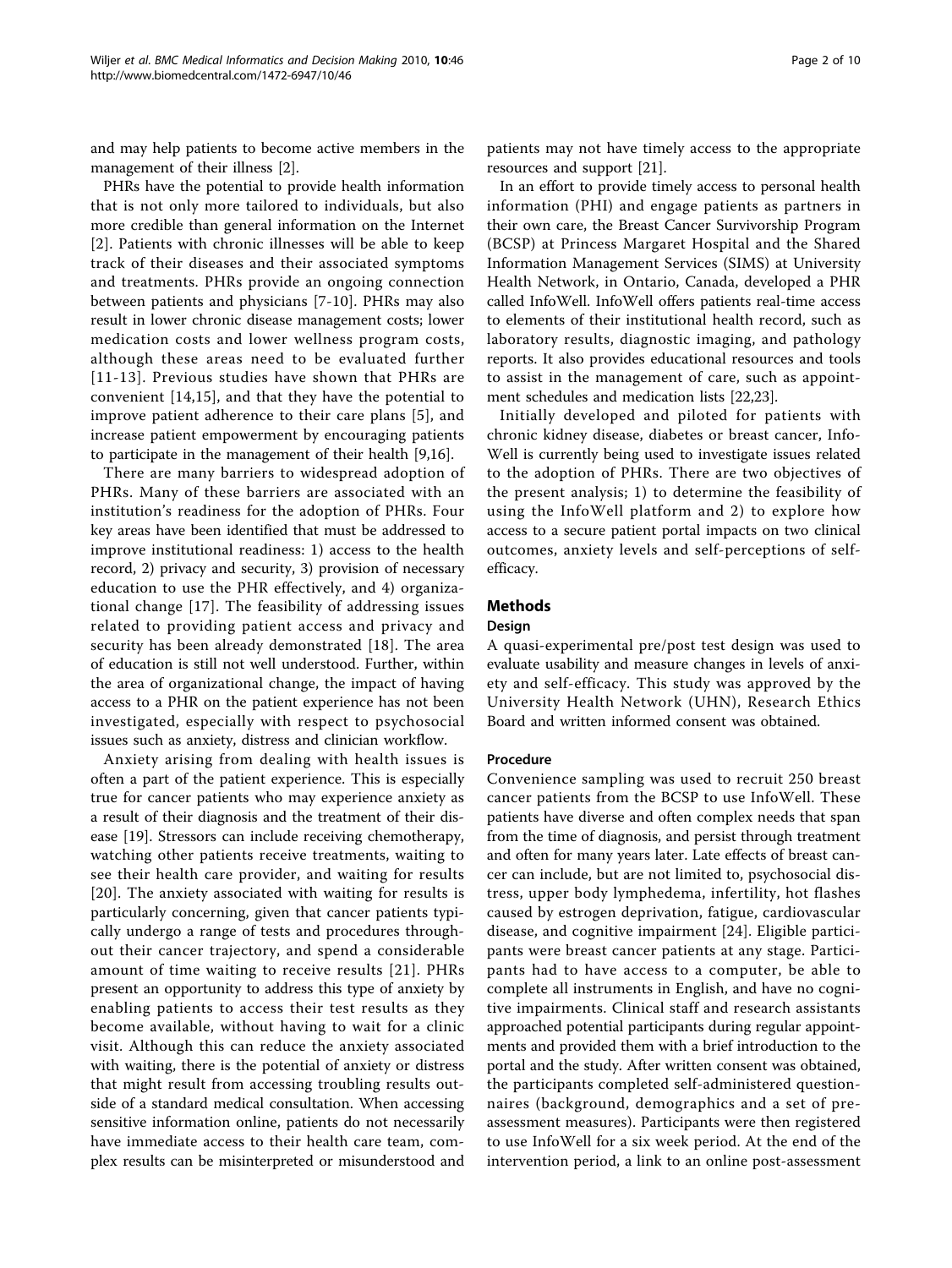and may help patients to become active members in the management of their illness [2].

PHRs have the potential to provide health information that is not only more tailored to individuals, but also more credible than general information on the Internet [2]. Patients with chronic illnesses will be able to keep track of their diseases and their associated symptoms and treatments. PHRs provide an ongoing connection between patients and physicians [7-10]. PHRs may also result in lower chronic disease management costs; lower medication costs and lower wellness program costs, although these areas need to be evaluated further [11-13]. Previous studies have shown that PHRs are convenient [14,15], and that they have the potential to improve patient adherence to their care plans [5], and increase patient empowerment by encouraging patients to participate in the management of their health [9,16].

There are many barriers to widespread adoption of PHRs. Many of these barriers are associated with an institution's readiness for the adoption of PHRs. Four key areas have been identified that must be addressed to improve institutional readiness: 1) access to the health record, 2) privacy and security, 3) provision of necessary education to use the PHR effectively, and 4) organizational change [17]. The feasibility of addressing issues related to providing patient access and privacy and security has been already demonstrated [18]. The area of education is still not well understood. Further, within the area of organizational change, the impact of having access to a PHR on the patient experience has not been investigated, especially with respect to psychosocial issues such as anxiety, distress and clinician workflow.

Anxiety arising from dealing with health issues is often a part of the patient experience. This is especially true for cancer patients who may experience anxiety as a result of their diagnosis and the treatment of their disease [19]. Stressors can include receiving chemotherapy, watching other patients receive treatments, waiting to see their health care provider, and waiting for results [20]. The anxiety associated with waiting for results is particularly concerning, given that cancer patients typically undergo a range of tests and procedures throughout their cancer trajectory, and spend a considerable amount of time waiting to receive results [21]. PHRs present an opportunity to address this type of anxiety by enabling patients to access their test results as they become available, without having to wait for a clinic visit. Although this can reduce the anxiety associated with waiting, there is the potential of anxiety or distress that might result from accessing troubling results outside of a standard medical consultation. When accessing sensitive information online, patients do not necessarily have immediate access to their health care team, complex results can be misinterpreted or misunderstood and patients may not have timely access to the appropriate resources and support [21].

In an effort to provide timely access to personal health information (PHI) and engage patients as partners in their own care, the Breast Cancer Survivorship Program (BCSP) at Princess Margaret Hospital and the Shared Information Management Services (SIMS) at University Health Network, in Ontario, Canada, developed a PHR called InfoWell. InfoWell offers patients real-time access to elements of their institutional health record, such as laboratory results, diagnostic imaging, and pathology reports. It also provides educational resources and tools to assist in the management of care, such as appointment schedules and medication lists [22,23].

Initially developed and piloted for patients with chronic kidney disease, diabetes or breast cancer, InfoWell is currently being used to investigate issues related to the adoption of PHRs. There are two objectives of the present analysis; 1) to determine the feasibility of using the InfoWell platform and 2) to explore how access to a secure patient portal impacts on two clinical outcomes, anxiety levels and self-perceptions of self-efficacy.

## Methods

### Design

A quasi-experimental pre/post test design was used to evaluate usability and measure changes in levels of anxiety and self-efficacy. This study was approved by the University Health Network (UHN), Research Ethics Board and written informed consent was obtained.

### Procedure

Convenience sampling was used to recruit 250 breast cancer patients from the BCSP to use InfoWell. These patients have diverse and often complex needs that span from the time of diagnosis, and persist through treatment and often for many years later. Late effects of breast cancer can include, but are not limited to, psychosocial distress, upper body lymphedema, infertility, hot flashes caused by estrogen deprivation, fatigue, cardiovascular disease, and cognitive impairment [24]. Eligible participants were breast cancer patients at any stage. Participants had to have access to a computer, be able to complete all instruments in English, and have no cognitive impairments. Clinical staff and research assistants approached potential participants during regular appointments and provided them with a brief introduction to the portal and the study. After written consent was obtained, the participants completed self-administered questionnaires (background, demographics and a set of pre-assessment measures). Participants were then registered to use InfoWell for a six week period. At the end of the intervention period, a link to an online post-assessment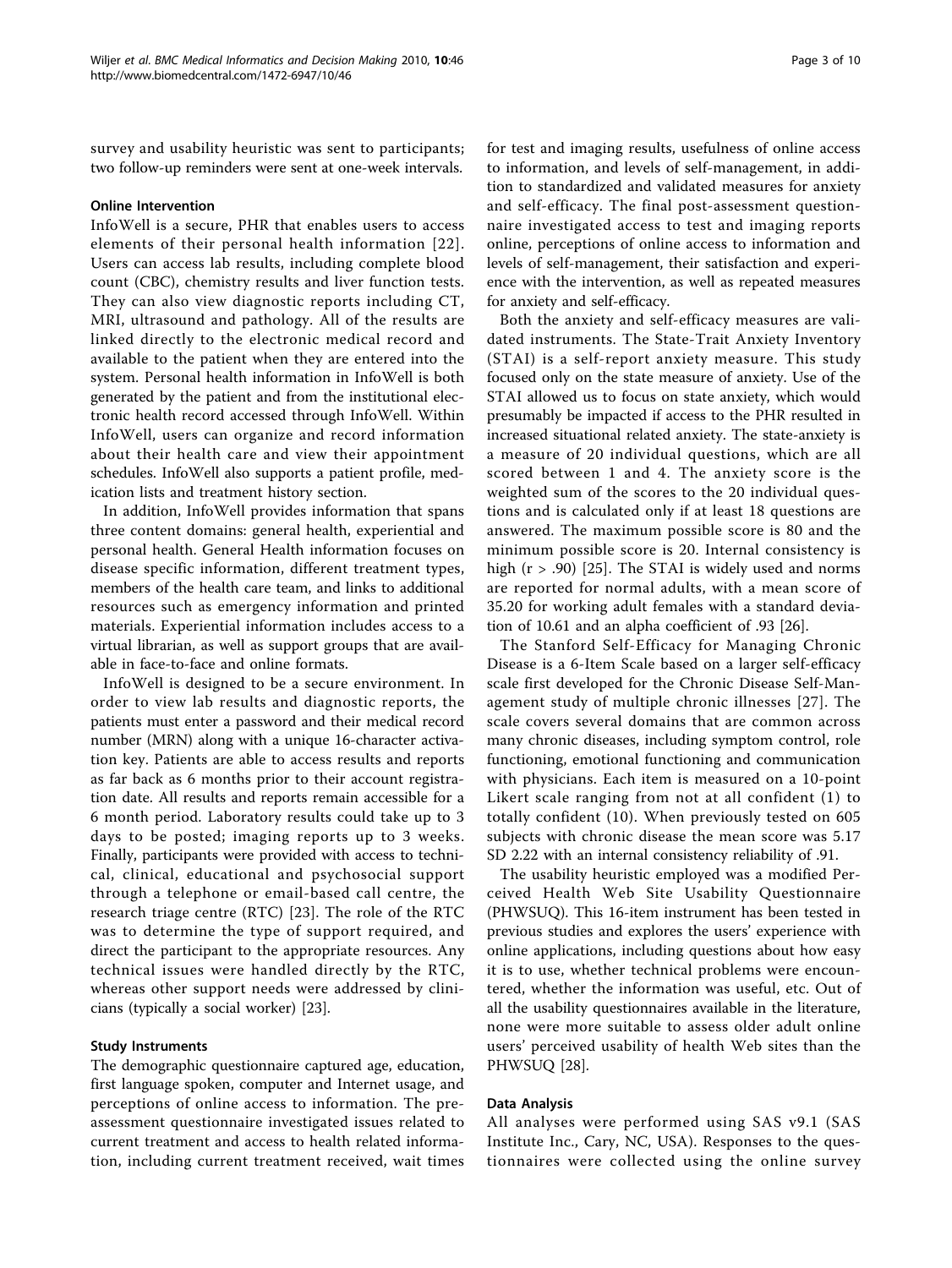survey and usability heuristic was sent to participants; two follow-up reminders were sent at one-week intervals.

### Online Intervention

InfoWell is a secure, PHR that enables users to access elements of their personal health information [22]. Users can access lab results, including complete blood count (CBC), chemistry results and liver function tests. They can also view diagnostic reports including CT, MRI, ultrasound and pathology. All of the results are linked directly to the electronic medical record and available to the patient when they are entered into the system. Personal health information in InfoWell is both generated by the patient and from the institutional electronic health record accessed through InfoWell. Within InfoWell, users can organize and record information about their health care and view their appointment schedules. InfoWell also supports a patient profile, medication lists and treatment history section.

In addition, InfoWell provides information that spans three content domains: general health, experiential and personal health. General Health information focuses on disease specific information, different treatment types, members of the health care team, and links to additional resources such as emergency information and printed materials. Experiential information includes access to a virtual librarian, as well as support groups that are available in face-to-face and online formats.

InfoWell is designed to be a secure environment. In order to view lab results and diagnostic reports, the patients must enter a password and their medical record number (MRN) along with a unique 16-character activation key. Patients are able to access results and reports as far back as 6 months prior to their account registration date. All results and reports remain accessible for a 6 month period. Laboratory results could take up to 3 days to be posted; imaging reports up to 3 weeks. Finally, participants were provided with access to technical, clinical, educational and psychosocial support through a telephone or email-based call centre, the research triage centre (RTC) [23]. The role of the RTC was to determine the type of support required, and direct the participant to the appropriate resources. Any technical issues were handled directly by the RTC, whereas other support needs were addressed by clinicians (typically a social worker) [23].

### Study Instruments

The demographic questionnaire captured age, education, first language spoken, computer and Internet usage, and perceptions of online access to information. The pre-assessment questionnaire investigated issues related to current treatment and access to health related information, including current treatment received, wait times for test and imaging results, usefulness of online access to information, and levels of self-management, in addition to standardized and validated measures for anxiety and self-efficacy. The final post-assessment questionnaire investigated access to test and imaging reports online, perceptions of online access to information and levels of self-management, their satisfaction and experience with the intervention, as well as repeated measures for anxiety and self-efficacy.

Both the anxiety and self-efficacy measures are validated instruments. The State-Trait Anxiety Inventory (STAI) is a self-report anxiety measure. This study focused only on the state measure of anxiety. Use of the STAI allowed us to focus on state anxiety, which would presumably be impacted if access to the PHR resulted in increased situational related anxiety. The state-anxiety is a measure of 20 individual questions, which are all scored between 1 and 4. The anxiety score is the weighted sum of the scores to the 20 individual questions and is calculated only if at least 18 questions are answered. The maximum possible score is 80 and the minimum possible score is 20. Internal consistency is high ($r > .90$) [25]. The STAI is widely used and norms are reported for normal adults, with a mean score of 35.20 for working adult females with a standard deviation of 10.61 and an alpha coefficient of .93 [26].

The Stanford Self-Efficacy for Managing Chronic Disease is a 6-Item Scale based on a larger self-efficacy scale first developed for the Chronic Disease Self-Management study of multiple chronic illnesses [27]. The scale covers several domains that are common across many chronic diseases, including symptom control, role functioning, emotional functioning and communication with physicians. Each item is measured on a 10-point Likert scale ranging from not at all confident (1) to totally confident (10). When previously tested on 605 subjects with chronic disease the mean score was 5.17 SD 2.22 with an internal consistency reliability of .91.

The usability heuristic employed was a modified Perceived Health Web Site Usability Questionnaire (PHWSUQ). This 16-item instrument has been tested in previous studies and explores the users' experience with online applications, including questions about how easy it is to use, whether technical problems were encountered, whether the information was useful, etc. Out of all the usability questionnaires available in the literature, none were more suitable to assess older adult online users' perceived usability of health Web sites than the PHWSUQ [28].

### Data Analysis

All analyses were performed using SAS v9.1 (SAS Institute Inc., Cary, NC, USA). Responses to the questionnaires were collected using the online survey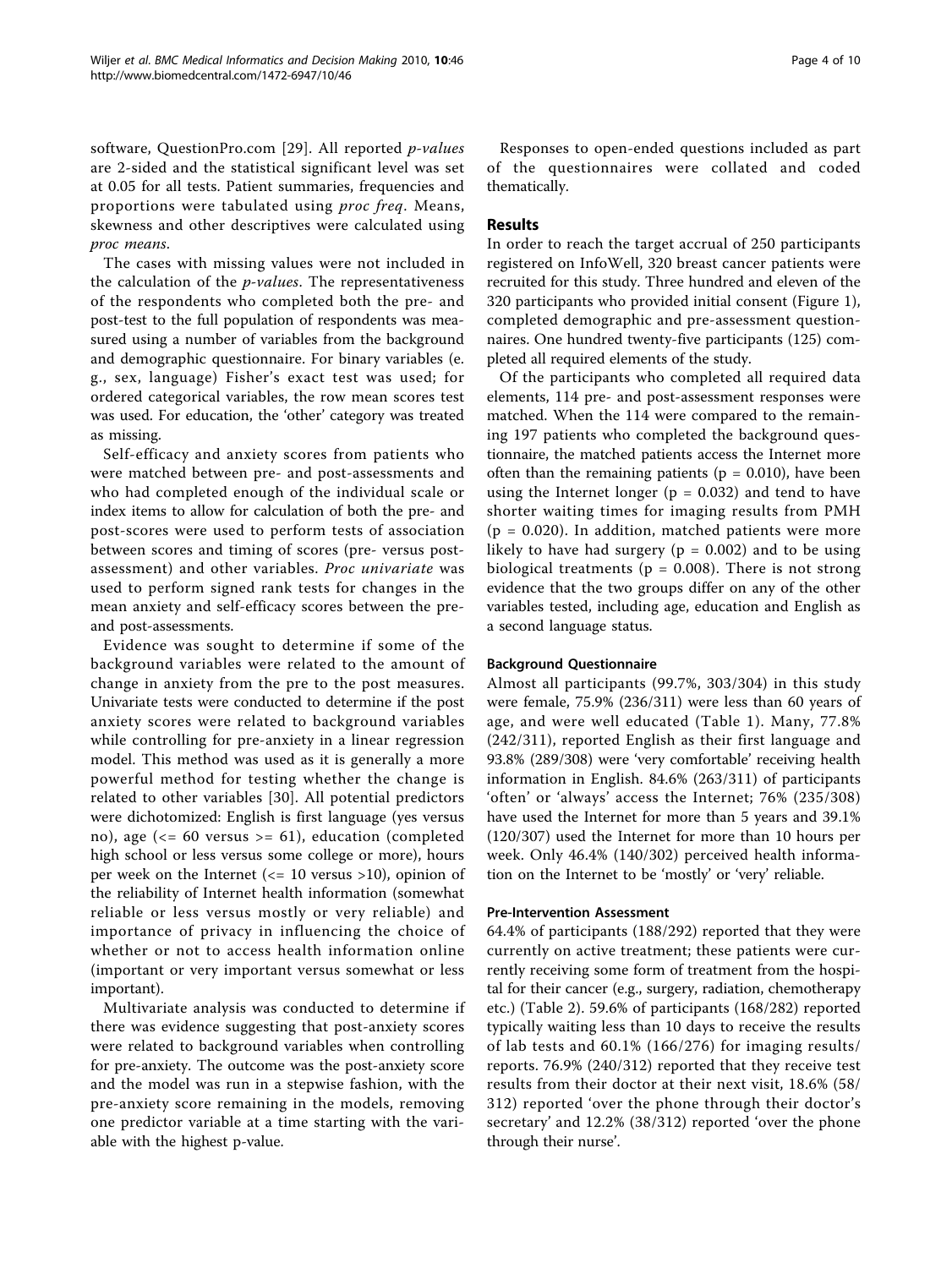software, QuestionPro.com [29]. All reported *p-values* are 2-sided and the statistical significant level was set at 0.05 for all tests. Patient summaries, frequencies and proportions were tabulated using *proc freq*. Means, skewness and other descriptives were calculated using *proc means*.

The cases with missing values were not included in the calculation of the *p-values*. The representativeness of the respondents who completed both the pre- and post-test to the full population of respondents was measured using a number of variables from the background and demographic questionnaire. For binary variables (e.g., sex, language) Fisher's exact test was used; for ordered categorical variables, the row mean scores test was used. For education, the 'other' category was treated as missing.

Self-efficacy and anxiety scores from patients who were matched between pre- and post-assessments and who had completed enough of the individual scale or index items to allow for calculation of both the pre- and post-scores were used to perform tests of association between scores and timing of scores (pre- versus post-assessment) and other variables. *Proc univariate* was used to perform signed rank tests for changes in the mean anxiety and self-efficacy scores between the pre- and post-assessments.

Evidence was sought to determine if some of the background variables were related to the amount of change in anxiety from the pre to the post measures. Univariate tests were conducted to determine if the post anxiety scores were related to background variables while controlling for pre-anxiety in a linear regression model. This method was used as it is generally a more powerful method for testing whether the change is related to other variables [30]. All potential predictors were dichotomized: English is first language (yes versus no), age (<= 60 versus >= 61), education (completed high school or less versus some college or more), hours per week on the Internet (<= 10 versus >10), opinion of the reliability of Internet health information (somewhat reliable or less versus mostly or very reliable) and importance of privacy in influencing the choice of whether or not to access health information online (important or very important versus somewhat or less important).

Multivariate analysis was conducted to determine if there was evidence suggesting that post-anxiety scores were related to background variables when controlling for pre-anxiety. The outcome was the post-anxiety score and the model was run in a stepwise fashion, with the pre-anxiety score remaining in the models, removing one predictor variable at a time starting with the variable with the highest p-value.

Responses to open-ended questions included as part of the questionnaires were collated and coded thematically.

## Results

In order to reach the target accrual of 250 participants registered on InfoWell, 320 breast cancer patients were recruited for this study. Three hundred and eleven of the 320 participants who provided initial consent (Figure 1), completed demographic and pre-assessment questionnaires. One hundred twenty-five participants (125) completed all required elements of the study.

Of the participants who completed all required data elements, 114 pre- and post-assessment responses were matched. When the 114 were compared to the remaining 197 patients who completed the background questionnaire, the matched patients access the Internet more often than the remaining patients ($p = 0.010$), have been using the Internet longer ($p = 0.032$) and tend to have shorter waiting times for imaging results from PMH ($p = 0.020$). In addition, matched patients were more likely to have had surgery ($p = 0.002$) and to be using biological treatments ($p = 0.008$). There is not strong evidence that the two groups differ on any of the other variables tested, including age, education and English as a second language status.

### Background Questionnaire

Almost all participants (99.7%, 303/304) in this study were female, 75.9% (236/311) were less than 60 years of age, and were well educated (Table 1). Many, 77.8% (242/311), reported English as their first language and 93.8% (289/308) were 'very comfortable' receiving health information in English. 84.6% (263/311) of participants 'often' or 'always' access the Internet; 76% (235/308) have used the Internet for more than 5 years and 39.1% (120/307) used the Internet for more than 10 hours per week. Only 46.4% (140/302) perceived health information on the Internet to be 'mostly' or 'very' reliable.

### Pre-Intervention Assessment

64.4% of participants (188/292) reported that they were currently on active treatment; these patients were currently receiving some form of treatment from the hospital for their cancer (e.g., surgery, radiation, chemotherapy etc.) (Table 2). 59.6% of participants (168/282) reported typically waiting less than 10 days to receive the results of lab tests and 60.1% (166/276) for imaging results/reports. 76.9% (240/312) reported that they receive test results from their doctor at their next visit, 18.6% (58/312) reported 'over the phone through their doctor's secretary' and 12.2% (38/312) reported 'over the phone through their nurse'.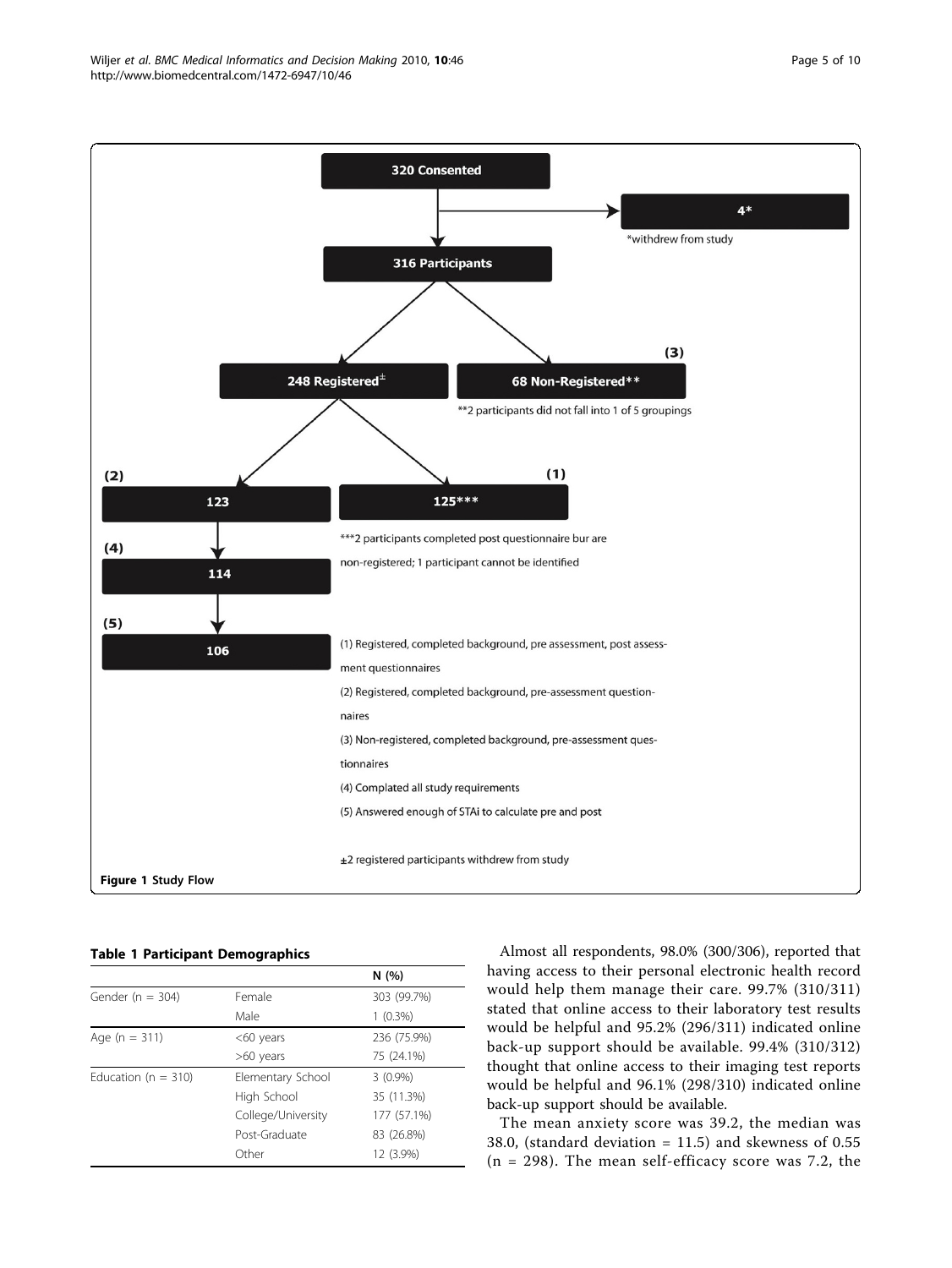320 Consented

4*

*withdrew from study

316 Participants

248 Registered±

68 Non-Registered** (3)

**2 participants did not fall into 1 of 5 groupings

(2) 123

(1) 125***

***2 participants completed post questionnaire bur are non-registered; 1 participant cannot be identified

(4) 114

(5) 106

(1) Registered, completed background, pre assessment, post assessment questionnaires

(2) Registered, completed background, pre-assessment questionnaires

(3) Non-registered, completed background, pre-assessment questionnaires

(4) Complated all study requirements

(5) Answered enough of STAi to calculate pre and post

±2 registered participants withdrew from study

**Figure 1 Study Flow**

**Table 1 Participant Demographics**

| | | N (%) |
|---|---|---|
| Gender (n = 304) | Female | 303 (99.7%) |
| | Male | 1 (0.3%) |
| Age (n = 311) | <60 years | 236 (75.9%) |
| | >60 years | 75 (24.1%) |
| Education (n = 310) | Elementary School | 3 (0.9%) |
| | High School | 35 (11.3%) |
| | College/University | 177 (57.1%) |
| | Post-Graduate | 83 (26.8%) |
| | Other | 12 (3.9%) |

Almost all respondents, 98.0% (300/306), reported that having access to their personal electronic health record would help them manage their care. 99.7% (310/311) stated that online access to their laboratory test results would be helpful and 95.2% (296/311) indicated online back-up support should be available. 99.4% (310/312) thought that online access to their imaging test reports would be helpful and 96.1% (298/310) indicated online back-up support should be available.

The mean anxiety score was 39.2, the median was 38.0, (standard deviation = 11.5) and skewness of 0.55 (n = 298). The mean self-efficacy score was 7.2, the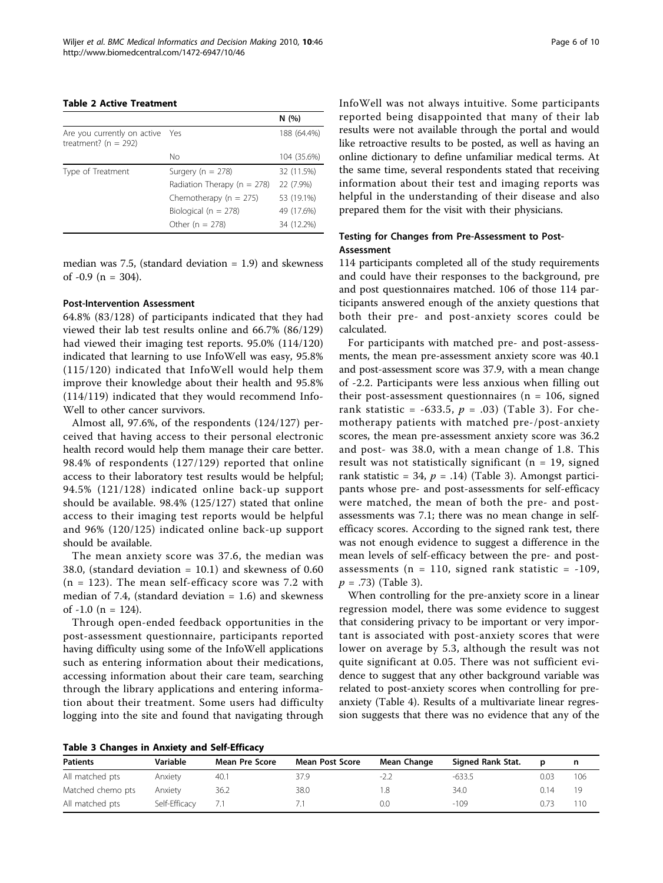**Table 2 Active Treatment**

| | | N (%) |
|---|---|---|
| Are you currently on active treatment? (n = 292) | Yes | 188 (64.4%) |
| | No | 104 (35.6%) |
| Type of Treatment | Surgery (n = 278) | 32 (11.5%) |
| | Radiation Therapy (n = 278) | 22 (7.9%) |
| | Chemotherapy (n = 275) | 53 (19.1%) |
| | Biological (n = 278) | 49 (17.6%) |
| | Other (n = 278) | 34 (12.2%) |

median was 7.5, (standard deviation = 1.9) and skewness of -0.9 (n = 304).

#### Post-Intervention Assessment

64.8% (83/128) of participants indicated that they had viewed their lab test results online and 66.7% (86/129) had viewed their imaging test reports. 95.0% (114/120) indicated that learning to use InfoWell was easy, 95.8% (115/120) indicated that InfoWell would help them improve their knowledge about their health and 95.8% (114/119) indicated that they would recommend InfoWell to other cancer survivors.

Almost all, 97.6%, of the respondents (124/127) perceived that having access to their personal electronic health record would help them manage their care better. 98.4% of respondents (127/129) reported that online access to their laboratory test results would be helpful; 94.5% (121/128) indicated online back-up support should be available. 98.4% (125/127) stated that online access to their imaging test reports would be helpful and 96% (120/125) indicated online back-up support should be available.

The mean anxiety score was 37.6, the median was 38.0, (standard deviation = 10.1) and skewness of 0.60 (n = 123). The mean self-efficacy score was 7.2 with median of 7.4, (standard deviation = 1.6) and skewness of -1.0 (n = 124).

Through open-ended feedback opportunities in the post-assessment questionnaire, participants reported having difficulty using some of the InfoWell applications such as entering information about their medications, accessing information about their care team, searching through the library applications and entering information about their treatment. Some users had difficulty logging into the site and found that navigating through InfoWell was not always intuitive. Some participants reported being disappointed that many of their lab results were not available through the portal and would like retroactive results to be posted, as well as having an online dictionary to define unfamiliar medical terms. At the same time, several respondents stated that receiving information about their test and imaging reports was helpful in the understanding of their disease and also prepared them for the visit with their physicians.

#### Testing for Changes from Pre-Assessment to Post-Assessment

114 participants completed all of the study requirements and could have their responses to the background, pre and post questionnaires matched. 106 of those 114 participants answered enough of the anxiety questions that both their pre- and post-anxiety scores could be calculated.

For participants with matched pre- and post-assessments, the mean pre-assessment anxiety score was 40.1 and post-assessment score was 37.9, with a mean change of -2.2. Participants were less anxious when filling out their post-assessment questionnaires (n = 106, signed rank statistic = -633.5, $p = .03$) (Table 3). For chemotherapy patients with matched pre-/post-anxiety scores, the mean pre-assessment anxiety score was 36.2 and post- was 38.0, with a mean change of 1.8. This result was not statistically significant (n = 19, signed rank statistic = 34, $p = .14$) (Table 3). Amongst participants whose pre- and post-assessments for self-efficacy were matched, the mean of both the pre- and post-assessments was 7.1; there was no mean change in self-efficacy scores. According to the signed rank test, there was not enough evidence to suggest a difference in the mean levels of self-efficacy between the pre- and post-assessments (n = 110, signed rank statistic = -109, $p = .73$) (Table 3).

When controlling for the pre-anxiety score in a linear regression model, there was some evidence to suggest that considering privacy to be important or very important is associated with post-anxiety scores that were lower on average by 5.3, although the result was not quite significant at 0.05. There was not sufficient evidence to suggest that any other background variable was related to post-anxiety scores when controlling for pre-anxiety (Table 4). Results of a multivariate linear regression suggests that there was no evidence that any of the

**Table 3 Changes in Anxiety and Self-Efficacy**

| Patients | Variable | Mean Pre Score | Mean Post Score | Mean Change | Signed Rank Stat. | p | n |
|---|---|---|---|---|---|---|---|
| All matched pts | Anxiety | 40.1 | 37.9 | -2.2 | -633.5 | 0.03 | 106 |
| Matched chemo pts | Anxiety | 36.2 | 38.0 | 1.8 | 34.0 | 0.14 | 19 |
| All matched pts | Self-Efficacy | 7.1 | 7.1 | 0.0 | -109 | 0.73 | 110 |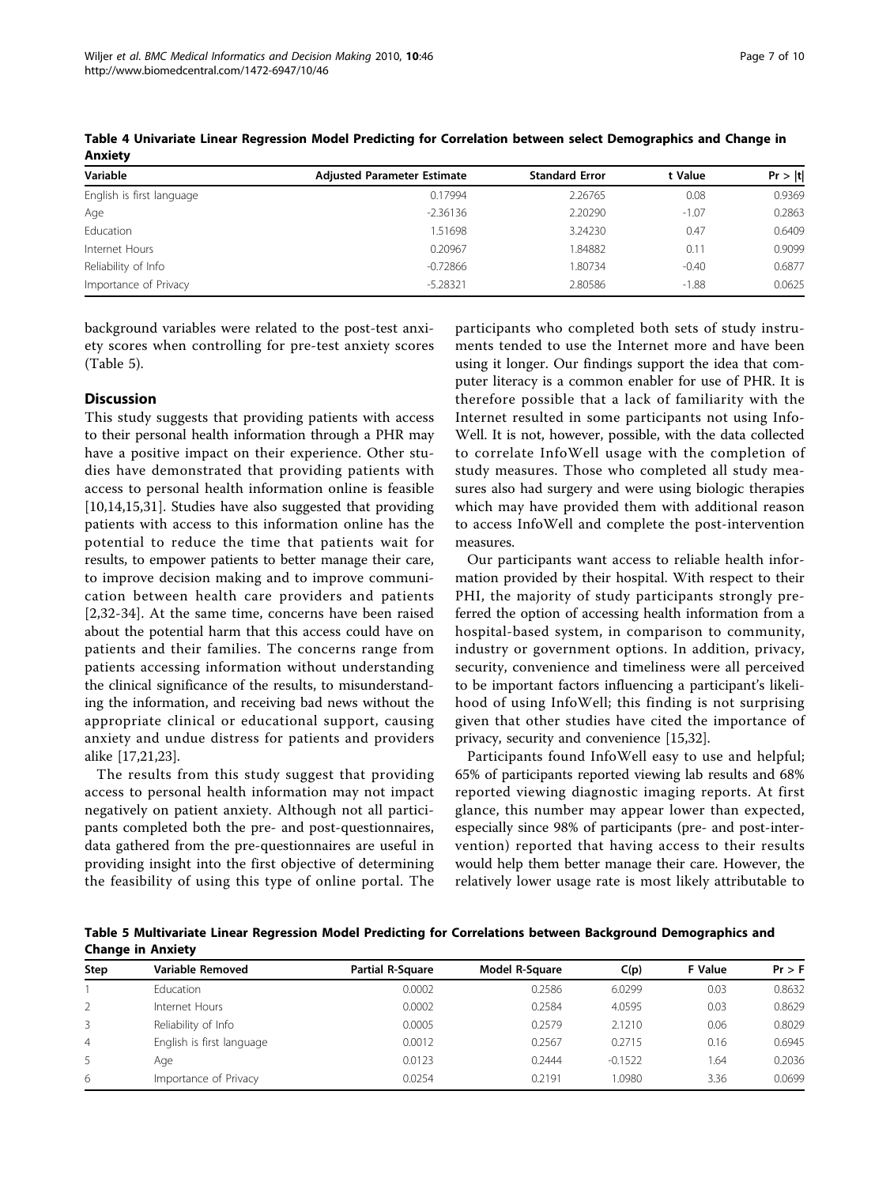**Table 4 Univariate Linear Regression Model Predicting for Correlation between select Demographics and Change in Anxiety**

| Variable | Adjusted Parameter Estimate | Standard Error | t Value | Pr > \|t\| |
|---|---|---|---|---|
| English is first language | 0.17994 | 2.26765 | 0.08 | 0.9369 |
| Age | -2.36136 | 2.20290 | -1.07 | 0.2863 |
| Education | 1.51698 | 3.24230 | 0.47 | 0.6409 |
| Internet Hours | 0.20967 | 1.84882 | 0.11 | 0.9099 |
| Reliability of Info | -0.72866 | 1.80734 | -0.40 | 0.6877 |
| Importance of Privacy | -5.28321 | 2.80586 | -1.88 | 0.0625 |

background variables were related to the post-test anxiety scores when controlling for pre-test anxiety scores (Table 5).

## Discussion

This study suggests that providing patients with access to their personal health information through a PHR may have a positive impact on their experience. Other studies have demonstrated that providing patients with access to personal health information online is feasible [10,14,15,31]. Studies have also suggested that providing patients with access to this information online has the potential to reduce the time that patients wait for results, to empower patients to better manage their care, to improve decision making and to improve communication between health care providers and patients [2,32-34]. At the same time, concerns have been raised about the potential harm that this access could have on patients and their families. The concerns range from patients accessing information without understanding the clinical significance of the results, to misunderstanding the information, and receiving bad news without the appropriate clinical or educational support, causing anxiety and undue distress for patients and providers alike [17,21,23].

The results from this study suggest that providing access to personal health information may not impact negatively on patient anxiety. Although not all participants completed both the pre- and post-questionnaires, data gathered from the pre-questionnaires are useful in providing insight into the first objective of determining the feasibility of using this type of online portal. The participants who completed both sets of study instruments tended to use the Internet more and have been using it longer. Our findings support the idea that computer literacy is a common enabler for use of PHR. It is therefore possible that a lack of familiarity with the Internet resulted in some participants not using InfoWell. It is not, however, possible, with the data collected to correlate InfoWell usage with the completion of study measures. Those who completed all study measures also had surgery and were using biologic therapies which may have provided them with additional reason to access InfoWell and complete the post-intervention measures.

Our participants want access to reliable health information provided by their hospital. With respect to their PHI, the majority of study participants strongly preferred the option of accessing health information from a hospital-based system, in comparison to community, industry or government options. In addition, privacy, security, convenience and timeliness were all perceived to be important factors influencing a participant's likelihood of using InfoWell; this finding is not surprising given that other studies have cited the importance of privacy, security and convenience [15,32].

Participants found InfoWell easy to use and helpful; 65% of participants reported viewing lab results and 68% reported viewing diagnostic imaging reports. At first glance, this number may appear lower than expected, especially since 98% of participants (pre- and post-intervention) reported that having access to their results would help them better manage their care. However, the relatively lower usage rate is most likely attributable to

**Table 5 Multivariate Linear Regression Model Predicting for Correlations between Background Demographics and Change in Anxiety**

| Step | Variable Removed | Partial R-Square | Model R-Square | C(p) | F Value | Pr > F |
|---|---|---|---|---|---|---|
| 1 | Education | 0.0002 | 0.2586 | 6.0299 | 0.03 | 0.8632 |
| 2 | Internet Hours | 0.0002 | 0.2584 | 4.0595 | 0.03 | 0.8629 |
| 3 | Reliability of Info | 0.0005 | 0.2579 | 2.1210 | 0.06 | 0.8029 |
| 4 | English is first language | 0.0012 | 0.2567 | 0.2715 | 0.16 | 0.6945 |
| 5 | Age | 0.0123 | 0.2444 | -0.1522 | 1.64 | 0.2036 |
| 6 | Importance of Privacy | 0.0254 | 0.2191 | 1.0980 | 3.36 | 0.0699 |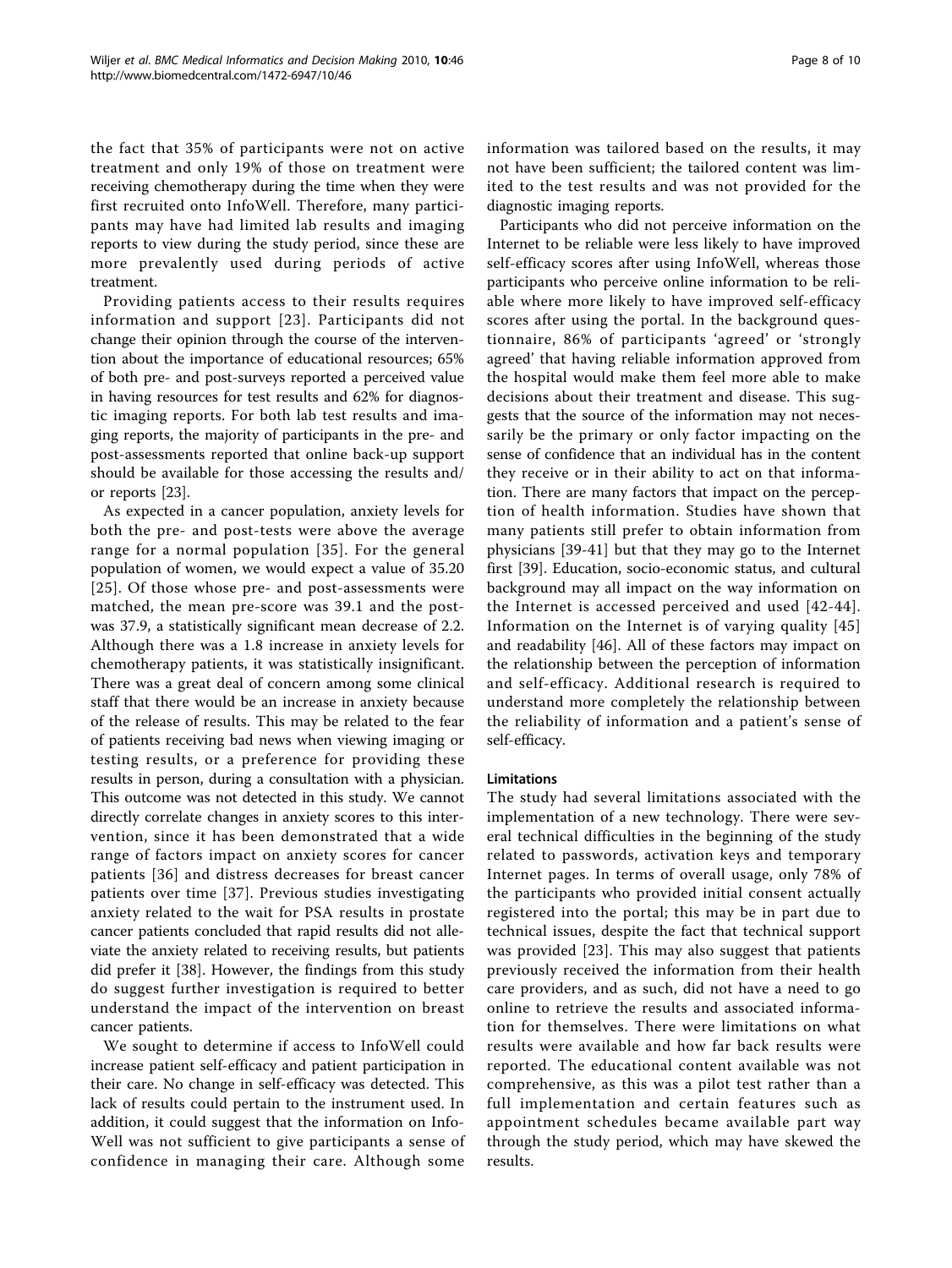the fact that 35% of participants were not on active treatment and only 19% of those on treatment were receiving chemotherapy during the time when they were first recruited onto InfoWell. Therefore, many participants may have had limited lab results and imaging reports to view during the study period, since these are more prevalently used during periods of active treatment.

Providing patients access to their results requires information and support [23]. Participants did not change their opinion through the course of the intervention about the importance of educational resources; 65% of both pre- and post-surveys reported a perceived value in having resources for test results and 62% for diagnostic imaging reports. For both lab test results and imaging reports, the majority of participants in the pre- and post-assessments reported that online back-up support should be available for those accessing the results and/or reports [23].

As expected in a cancer population, anxiety levels for both the pre- and post-tests were above the average range for a normal population [35]. For the general population of women, we would expect a value of 35.20 [25]. Of those whose pre- and post-assessments were matched, the mean pre-score was 39.1 and the post-was 37.9, a statistically significant mean decrease of 2.2. Although there was a 1.8 increase in anxiety levels for chemotherapy patients, it was statistically insignificant. There was a great deal of concern among some clinical staff that there would be an increase in anxiety because of the release of results. This may be related to the fear of patients receiving bad news when viewing imaging or testing results, or a preference for providing these results in person, during a consultation with a physician. This outcome was not detected in this study. We cannot directly correlate changes in anxiety scores to this intervention, since it has been demonstrated that a wide range of factors impact on anxiety scores for cancer patients [36] and distress decreases for breast cancer patients over time [37]. Previous studies investigating anxiety related to the wait for PSA results in prostate cancer patients concluded that rapid results did not alleviate the anxiety related to receiving results, but patients did prefer it [38]. However, the findings from this study do suggest further investigation is required to better understand the impact of the intervention on breast cancer patients.

We sought to determine if access to InfoWell could increase patient self-efficacy and patient participation in their care. No change in self-efficacy was detected. This lack of results could pertain to the instrument used. In addition, it could suggest that the information on InfoWell was not sufficient to give participants a sense of confidence in managing their care. Although some information was tailored based on the results, it may not have been sufficient; the tailored content was limited to the test results and was not provided for the diagnostic imaging reports.

Participants who did not perceive information on the Internet to be reliable were less likely to have improved self-efficacy scores after using InfoWell, whereas those participants who perceive online information to be reliable where more likely to have improved self-efficacy scores after using the portal. In the background questionnaire, 86% of participants 'agreed' or 'strongly agreed' that having reliable information approved from the hospital would make them feel more able to make decisions about their treatment and disease. This suggests that the source of the information may not necessarily be the primary or only factor impacting on the sense of confidence that an individual has in the content they receive or in their ability to act on that information. There are many factors that impact on the perception of health information. Studies have shown that many patients still prefer to obtain information from physicians [39-41] but that they may go to the Internet first [39]. Education, socio-economic status, and cultural background may all impact on the way information on the Internet is accessed perceived and used [42-44]. Information on the Internet is of varying quality [45] and readability [46]. All of these factors may impact on the relationship between the perception of information and self-efficacy. Additional research is required to understand more completely the relationship between the reliability of information and a patient's sense of self-efficacy.

### Limitations

The study had several limitations associated with the implementation of a new technology. There were several technical difficulties in the beginning of the study related to passwords, activation keys and temporary Internet pages. In terms of overall usage, only 78% of the participants who provided initial consent actually registered into the portal; this may be in part due to technical issues, despite the fact that technical support was provided [23]. This may also suggest that patients previously received the information from their health care providers, and as such, did not have a need to go online to retrieve the results and associated information for themselves. There were limitations on what results were available and how far back results were reported. The educational content available was not comprehensive, as this was a pilot test rather than a full implementation and certain features such as appointment schedules became available part way through the study period, which may have skewed the results.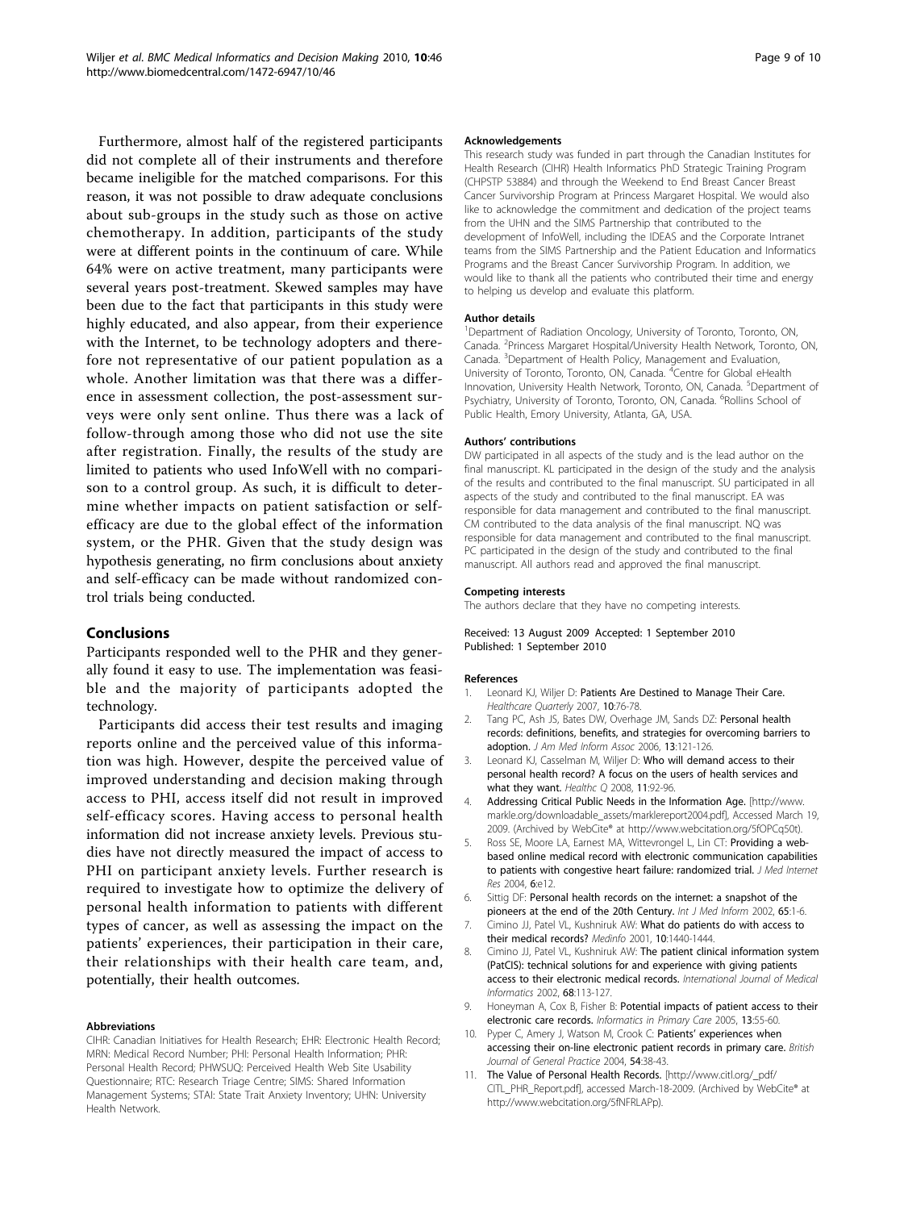Furthermore, almost half of the registered participants did not complete all of their instruments and therefore became ineligible for the matched comparisons. For this reason, it was not possible to draw adequate conclusions about sub-groups in the study such as those on active chemotherapy. In addition, participants of the study were at different points in the continuum of care. While 64% were on active treatment, many participants were several years post-treatment. Skewed samples may have been due to the fact that participants in this study were highly educated, and also appear, from their experience with the Internet, to be technology adopters and therefore not representative of our patient population as a whole. Another limitation was that there was a difference in assessment collection, the post-assessment surveys were only sent online. Thus there was a lack of follow-through among those who did not use the site after registration. Finally, the results of the study are limited to patients who used InfoWell with no comparison to a control group. As such, it is difficult to determine whether impacts on patient satisfaction or self-efficacy are due to the global effect of the information system, or the PHR. Given that the study design was hypothesis generating, no firm conclusions about anxiety and self-efficacy can be made without randomized control trials being conducted.

## Conclusions

Participants responded well to the PHR and they generally found it easy to use. The implementation was feasible and the majority of participants adopted the technology.

Participants did access their test results and imaging reports online and the perceived value of this information was high. However, despite the perceived value of improved understanding and decision making through access to PHI, access itself did not result in improved self-efficacy scores. Having access to personal health information did not increase anxiety levels. Previous studies have not directly measured the impact of access to PHI on participant anxiety levels. Further research is required to investigate how to optimize the delivery of personal health information to patients with different types of cancer, as well as assessing the impact on the patients' experiences, their participation in their care, their relationships with their health care team, and, potentially, their health outcomes.

#### Abbreviations

CIHR: Canadian Initiatives for Health Research; EHR: Electronic Health Record; MRN: Medical Record Number; PHI: Personal Health Information; PHR: Personal Health Record; PHWSUQ: Perceived Health Web Site Usability Questionnaire; RTC: Research Triage Centre; SIMS: Shared Information Management Systems; STAI: State Trait Anxiety Inventory; UHN: University Health Network.

#### Acknowledgements

This research study was funded in part through the Canadian Institutes for Health Research (CIHR) Health Informatics PhD Strategic Training Program (CHPSTP 53884) and through the Weekend to End Breast Cancer Breast Cancer Survivorship Program at Princess Margaret Hospital. We would also like to acknowledge the commitment and dedication of the project teams from the UHN and the SIMS Partnership that contributed to the development of InfoWell, including the IDEAS and the Corporate Intranet teams from the SIMS Partnership and the Patient Education and Informatics Programs and the Breast Cancer Survivorship Program. In addition, we would like to thank all the patients who contributed their time and energy to helping us develop and evaluate this platform.

#### Author details

[1]Department of Radiation Oncology, University of Toronto, Toronto, ON, Canada. [2]Princess Margaret Hospital/University Health Network, Toronto, ON, Canada. [3]Department of Health Policy, Management and Evaluation, University of Toronto, Toronto, ON, Canada. [4]Centre for Global eHealth Innovation, University Health Network, Toronto, ON, Canada. [5]Department of Psychiatry, University of Toronto, Toronto, ON, Canada. [6]Rollins School of Public Health, Emory University, Atlanta, GA, USA.

#### Authors' contributions

DW participated in all aspects of the study and is the lead author on the final manuscript. KL participated in the design of the study and the analysis of the results and contributed to the final manuscript. SU participated in all aspects of the study and contributed to the final manuscript. EA was responsible for data management and contributed to the final manuscript. CM contributed to the data analysis of the final manuscript. NQ was responsible for data management and contributed to the final manuscript. PC participated in the design of the study and contributed to the final manuscript. All authors read and approved the final manuscript.

#### Competing interests

The authors declare that they have no competing interests.

Received: 13 August 2009 Accepted: 1 September 2010
Published: 1 September 2010

#### References

1. Leonard KJ, Wiljer D: **Patients Are Destined to Manage Their Care.** *Healthcare Quarterly* 2007, **10**:76-78.
2. Tang PC, Ash JS, Bates DW, Overhage JM, Sands DZ: **Personal health records: definitions, benefits, and strategies for overcoming barriers to adoption.** *J Am Med Inform Assoc* 2006, **13**:121-126.
3. Leonard KJ, Casselman M, Wiljer D: **Who will demand access to their personal health record? A focus on the users of health services and what they want.** *Healthc Q* 2008, **11**:92-96.
4. **Addressing Critical Public Needs in the Information Age.** [http://www.markle.org/downloadable_assets/marklereport2004.pdf], Accessed March 19, 2009. (Archived by WebCite® at http://www.webcitation.org/5fOPCq50t).
5. Ross SE, Moore LA, Earnest MA, Wittevrongel L, Lin CT: **Providing a web-based online medical record with electronic communication capabilities to patients with congestive heart failure: randomized trial.** *J Med Internet Res* 2004, **6**:e12.
6. Sittig DF: **Personal health records on the internet: a snapshot of the pioneers at the end of the 20th Century.** *Int J Med Inform* 2002, **65**:1-6.
7. Cimino JJ, Patel VL, Kushniruk AW: **What do patients do with access to their medical records?** *Medinfo* 2001, **10**:1440-1444.
8. Cimino JJ, Patel VL, Kushniruk AW: **The patient clinical information system (PatCIS): technical solutions for and experience with giving patients access to their electronic medical records.** *International Journal of Medical Informatics* 2002, **68**:113-127.
9. Honeyman A, Cox B, Fisher B: **Potential impacts of patient access to their electronic care records.** *Informatics in Primary Care* 2005, **13**:55-60.
10. Pyper C, Amery J, Watson M, Crook C: **Patients' experiences when accessing their on-line electronic patient records in primary care.** *British Journal of General Practice* 2004, **54**:38-43.
11. **The Value of Personal Health Records.** [http://www.citl.org/_pdf/CITL_PHR_Report.pdf], accessed March-18-2009. (Archived by WebCite® at http://www.webcitation.org/5fNFRLAPp).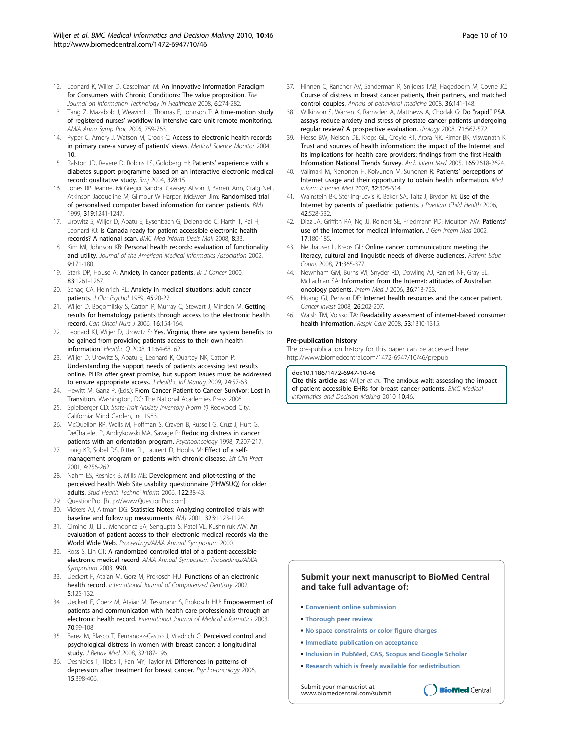12. Leonard K, Wiljer D, Casselman M: **An Innovative Information Paradigm for Consumers with Chronic Conditions: The value proposition.** *The Journal on Information Technology in Healthcare* 2008, **6**:274-282.
13. Tang Z, Mazabob J, Weavind L, Thomas E, Johnson T: **A time-motion study of registered nurses' workflow in intensive care unit remote monitoring.** *AMIA Annu Symp Proc* 2006, 759-763.
14. Pyper C, Amery J, Watson M, Crook C: **Access to electronic health records in primary care-a survey of patients' views.** *Medical Science Monitor* 2004, **10**.
15. Ralston JD, Revere D, Robins LS, Goldberg HI: **Patients' experience with a diabetes support programme based on an interactive electronic medical record: qualitative study.** *Bmj* 2004, **328**:15.
16. Jones RP Jeanne, McGregor Sandra, Cawsey Alison J, Barrett Ann, Craig Neil, Atkinson Jacqueline M, Gilmour W Harper, McEwen Jim: **Randomised trial of personalised computer based information for cancer patients.** *BMJ* 1999, **319**:1241-1247.
17. Urowitz S, Wiljer D, Apatu E, Eysenbach G, Delenardo C, Harth T, Pai H, Leonard KJ: **Is Canada ready for patient accessible electronic health records? A national scan.** *BMC Med Inform Decis Mak* 2008, **8**:33.
18. Kim MI, Johnson KB: **Personal health records: evaluation of functionality and utility.** *Journal of the American Medical Informatics Association* 2002, **9**:171-180.
19. Stark DP, House A: **Anxiety in cancer patients.** *Br J Cancer* 2000, **83**:1261-1267.
20. Schag CA, Heinrich RL: **Anxiety in medical situations: adult cancer patients.** *J Clin Psychol* 1989, **45**:20-27.
21. Wiljer D, Bogomilsky S, Catton P, Murray C, Stewart J, Minden M: **Getting results for hematology patients through access to the electronic health record.** *Can Oncol Nurs J* 2006, **16**:154-164.
22. Leonard KJ, Wiljer D, Urowitz S: **Yes, Virginia, there are system benefits to be gained from providing patients access to their own health information.** *Healthc Q* 2008, **11**:64-68, 62.
23. Wiljer D, Urowitz S, Apatu E, Leonard K, Quartey NK, Catton P: **Understanding the support needs of patients accessing test results online. PHRs offer great promise, but support issues must be addressed to ensure appropriate access.** *J Healthc Inf Manag* 2009, **24**:57-63.
24. Hewitt M, Ganz P, (Eds.): **From Cancer Patient to Cancer Survivor: Lost in Transition.** Washington, DC: The National Academies Press 2006.
25. Spielberger CD: *State-Trait Anxiety Inventory (Form Y)* Redwood City, California: Mind Garden, Inc 1983.
26. McQuellon RP, Wells M, Hoffman S, Craven B, Russell G, Cruz J, Hurt G, DeChatelet P, Andrykowski MA, Savage P: **Reducing distress in cancer patients with an orientation program.** *Psychooncology* 1998, **7**:207-217.
27. Lorig KR, Sobel DS, Ritter PL, Laurent D, Hobbs M: **Effect of a self-management program on patients with chronic disease.** *Eff Clin Pract* 2001, **4**:256-262.
28. Nahm ES, Resnick B, Mills ME: **Development and pilot-testing of the perceived health Web Site usability questionnaire (PHWSUQ) for older adults.** *Stud Health Technol Inform* 2006, **122**:38-43.
29. QuestionPro: [http://www.QuestionPro.com].
30. Vickers AJ, Altman DG: **Statistics Notes: Analyzing controlled trials with baseline and follow up measurments.** *BMJ* 2001, **323**:1123-1124.
31. Cimino JJ, Li J, Mendonca EA, Sengupta S, Patel VL, Kushniruk AW: **An evaluation of patient access to their electronic medical records via the World Wide Web.** *Proceedings/AMIA Annual Symposium* 2000.
32. Ross S, Lin CT: **A randomized controlled trial of a patient-accessible electronic medical record.** *AMIA Annual Symposium Proceedings/AMIA Symposium* 2003, **990**.
33. Ueckert F, Ataian M, Gorz M, Prokosch HU: **Functions of an electronic health record.** *International Journal of Computerized Dentistry* 2002, **5**:125-132.
34. Ueckert F, Goerz M, Ataian M, Tessmann S, Prokosch HU: **Empowerment of patients and communication with health care professionals through an electronic health record.** *International Journal of Medical Informatics* 2003, **70**:99-108.
35. Barez M, Blasco T, Fernandez-Castro J, Viladrich C: **Perceived control and psychological distress in women with breast cancer: a longitudinal study.** *J Behav Med* 2008, **32**:187-196.
36. Deshields T, Tibbs T, Fan MY, Taylor M: **Differences in patterns of depression after treatment for breast cancer.** *Psycho-oncology* 2006, **15**:398-406.
37. Hinnen C, Ranchor AV, Sanderman R, Snijders TAB, Hagedoorn M, Coyne JC: **Course of distress in breast cancer patients, their partners, and matched control couples.** *Annals of behavioral medicine* 2008, **36**:141-148.
38. Wilkinson S, Warren K, Ramsden A, Matthews A, Chodak G: **Do "rapid" PSA assays reduce anxiety and stress of prostate cancer patients undergoing regular review? A prospective evaluation.** *Urology* 2008, **71**:567-572.
39. Hesse BW, Nelson DE, Kreps GL, Croyle RT, Arora NK, Rimer BK, Viswanath K: **Trust and sources of health information: the impact of the Internet and its implications for health care providers: findings from the first Health Information National Trends Survey.** *Arch Intern Med* 2005, **165**:2618-2624.
40. Valimaki M, Nenonen H, Koivunen M, Suhonen R: **Patients' perceptions of Internet usage and their opportunity to obtain health information.** *Med Inform Internet Med* 2007, **32**:305-314.
41. Wainstein BK, Sterling-Levis K, Baker SA, Taitz J, Brydon M: **Use of the Internet by parents of paediatric patients.** *J Paediatr Child Health* 2006, **42**:528-532.
42. Diaz JA, Griffith RA, Ng JJ, Reinert SE, Friedmann PD, Moulton AW: **Patients' use of the Internet for medical information.** *J Gen Intern Med* 2002, **17**:180-185.
43. Neuhauser L, Kreps GL: **Online cancer communication: meeting the literacy, cultural and linguistic needs of diverse audiences.** *Patient Educ Couns* 2008, **71**:365-377.
44. Newnham GM, Burns WI, Snyder RD, Dowling AJ, Ranieri NF, Gray EL, McLachlan SA: **Information from the Internet: attitudes of Australian oncology patients.** *Intern Med J* 2006, **36**:718-723.
45. Huang GJ, Penson DF: **Internet health resources and the cancer patient.** *Cancer Invest* 2008, **26**:202-207.
46. Walsh TM, Volsko TA: **Readability assessment of internet-based consumer health information.** *Respir Care* 2008, **53**:1310-1315.

### Pre-publication history

The pre-publication history for this paper can be accessed here:
http://www.biomedcentral.com/1472-6947/10/46/prepub

doi:10.1186/1472-6947-10-46

**Cite this article as:** Wiljer *et al.*: The anxious wait: assessing the impact of patient accessible EHRs for breast cancer patients. *BMC Medical Informatics and Decision Making* 2010 **10**:46.

**Submit your next manuscript to BioMed Central and take full advantage of:**

- Convenient online submission
- Thorough peer review
- No space constraints or color figure charges
- Immediate publication on acceptance
- Inclusion in PubMed, CAS, Scopus and Google Scholar
- Research which is freely available for redistribution

Submit your manuscript at
www.biomedcentral.com/submit

BioMed Central